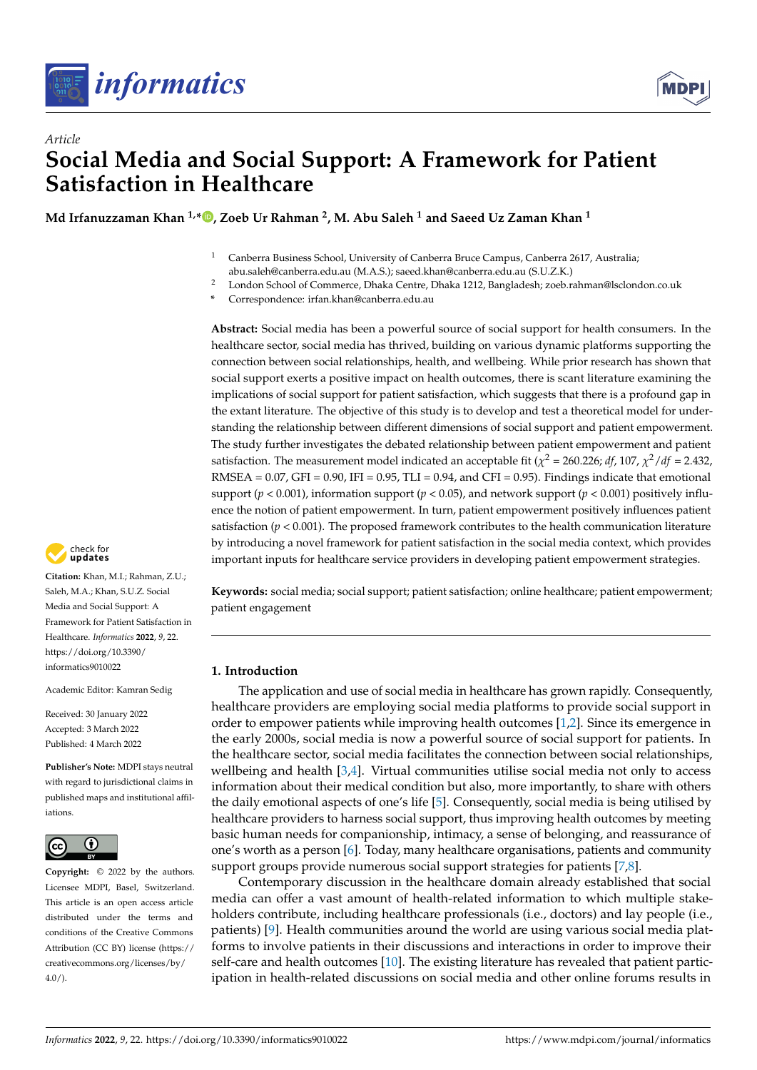*Article*

# Social Media and Social Support: A Framework for Patient Satisfaction in Healthcare

**Md Irfanuzzaman Khan [1,*], Zoeb Ur Rahman [2], M. Abu Saleh [1] and Saeed Uz Zaman Khan [1]**

[1] Canberra Business School, University of Canberra Bruce Campus, Canberra 2617, Australia; abu.saleh@canberra.edu.au (M.A.S.); saeed.khan@canberra.edu.au (S.U.Z.K.)

[2] London School of Commerce, Dhaka Centre, Dhaka 1212, Bangladesh; zoeb.rahman@lsclondon.co.uk

[*] Correspondence: irfan.khan@canberra.edu.au

**Abstract:** Social media has been a powerful source of social support for health consumers. In the healthcare sector, social media has thrived, building on various dynamic platforms supporting the connection between social relationships, health, and wellbeing. While prior research has shown that social support exerts a positive impact on health outcomes, there is scant literature examining the implications of social support for patient satisfaction, which suggests that there is a profound gap in the extant literature. The objective of this study is to develop and test a theoretical model for understanding the relationship between different dimensions of social support and patient empowerment. The study further investigates the debated relationship between patient empowerment and patient satisfaction. The measurement model indicated an acceptable fit ($\chi^2$ = 260.226; *df*, 107, $\chi^2/df$ = 2.432, RMSEA = 0.07, GFI = 0.90, IFI = 0.95, TLI = 0.94, and CFI = 0.95). Findings indicate that emotional support ($p < 0.001$), information support ($p < 0.05$), and network support ($p < 0.001$) positively influence the notion of patient empowerment. In turn, patient empowerment positively influences patient satisfaction ($p < 0.001$). The proposed framework contributes to the health communication literature by introducing a novel framework for patient satisfaction in the social media context, which provides important inputs for healthcare service providers in developing patient empowerment strategies.

**Keywords:** social media; social support; patient satisfaction; online healthcare; patient empowerment; patient engagement

**Citation:** Khan, M.I.; Rahman, Z.U.; Saleh, M.A.; Khan, S.U.Z. Social Media and Social Support: A Framework for Patient Satisfaction in Healthcare. *Informatics* **2022**, *9*, 22. https://doi.org/10.3390/informatics9010022

Academic Editor: Kamran Sedig

Received: 30 January 2022
Accepted: 3 March 2022
Published: 4 March 2022

**Publisher's Note:** MDPI stays neutral with regard to jurisdictional claims in published maps and institutional affiliations.

**Copyright:** © 2022 by the authors. Licensee MDPI, Basel, Switzerland. This article is an open access article distributed under the terms and conditions of the Creative Commons Attribution (CC BY) license (https://creativecommons.org/licenses/by/4.0/).

## 1. Introduction

The application and use of social media in healthcare has grown rapidly. Consequently, healthcare providers are employing social media platforms to provide social support in order to empower patients while improving health outcomes [1,2]. Since its emergence in the early 2000s, social media is now a powerful source of social support for patients. In the healthcare sector, social media facilitates the connection between social relationships, wellbeing and health [3,4]. Virtual communities utilise social media not only to access information about their medical condition but also, more importantly, to share with others the daily emotional aspects of one's life [5]. Consequently, social media is being utilised by healthcare providers to harness social support, thus improving health outcomes by meeting basic human needs for companionship, intimacy, a sense of belonging, and reassurance of one's worth as a person [6]. Today, many healthcare organisations, patients and community support groups provide numerous social support strategies for patients [7,8].

Contemporary discussion in the healthcare domain already established that social media can offer a vast amount of health-related information to which multiple stakeholders contribute, including healthcare professionals (i.e., doctors) and lay people (i.e., patients) [9]. Health communities around the world are using various social media platforms to involve patients in their discussions and interactions in order to improve their self-care and health outcomes [10]. The existing literature has revealed that patient participation in health-related discussions on social media and other online forums results in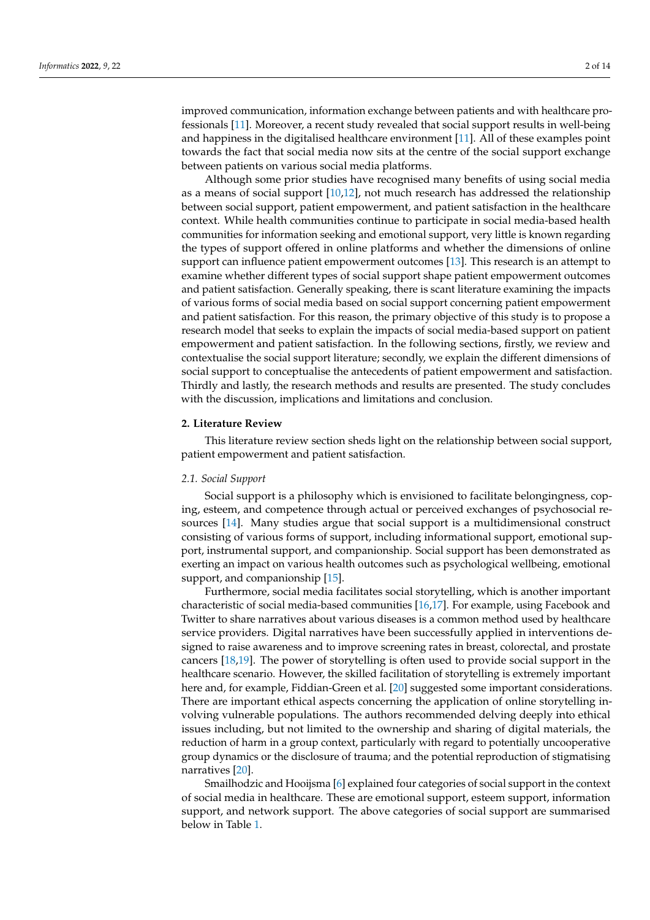improved communication, information exchange between patients and with healthcare professionals [11]. Moreover, a recent study revealed that social support results in well-being and happiness in the digitalised healthcare environment [11]. All of these examples point towards the fact that social media now sits at the centre of the social support exchange between patients on various social media platforms.

Although some prior studies have recognised many benefits of using social media as a means of social support [10,12], not much research has addressed the relationship between social support, patient empowerment, and patient satisfaction in the healthcare context. While health communities continue to participate in social media-based health communities for information seeking and emotional support, very little is known regarding the types of support offered in online platforms and whether the dimensions of online support can influence patient empowerment outcomes [13]. This research is an attempt to examine whether different types of social support shape patient empowerment outcomes and patient satisfaction. Generally speaking, there is scant literature examining the impacts of various forms of social media based on social support concerning patient empowerment and patient satisfaction. For this reason, the primary objective of this study is to propose a research model that seeks to explain the impacts of social media-based support on patient empowerment and patient satisfaction. In the following sections, firstly, we review and contextualise the social support literature; secondly, we explain the different dimensions of social support to conceptualise the antecedents of patient empowerment and satisfaction. Thirdly and lastly, the research methods and results are presented. The study concludes with the discussion, implications and limitations and conclusion.

## 2. Literature Review

This literature review section sheds light on the relationship between social support, patient empowerment and patient satisfaction.

### *2.1. Social Support*

Social support is a philosophy which is envisioned to facilitate belongingness, coping, esteem, and competence through actual or perceived exchanges of psychosocial resources [14]. Many studies argue that social support is a multidimensional construct consisting of various forms of support, including informational support, emotional support, instrumental support, and companionship. Social support has been demonstrated as exerting an impact on various health outcomes such as psychological wellbeing, emotional support, and companionship [15].

Furthermore, social media facilitates social storytelling, which is another important characteristic of social media-based communities [16,17]. For example, using Facebook and Twitter to share narratives about various diseases is a common method used by healthcare service providers. Digital narratives have been successfully applied in interventions designed to raise awareness and to improve screening rates in breast, colorectal, and prostate cancers [18,19]. The power of storytelling is often used to provide social support in the healthcare scenario. However, the skilled facilitation of storytelling is extremely important here and, for example, Fiddian-Green et al. [20] suggested some important considerations. There are important ethical aspects concerning the application of online storytelling involving vulnerable populations. The authors recommended delving deeply into ethical issues including, but not limited to the ownership and sharing of digital materials, the reduction of harm in a group context, particularly with regard to potentially uncooperative group dynamics or the disclosure of trauma; and the potential reproduction of stigmatising narratives [20].

Smailhodzic and Hooijsma [6] explained four categories of social support in the context of social media in healthcare. These are emotional support, esteem support, information support, and network support. The above categories of social support are summarised below in Table 1.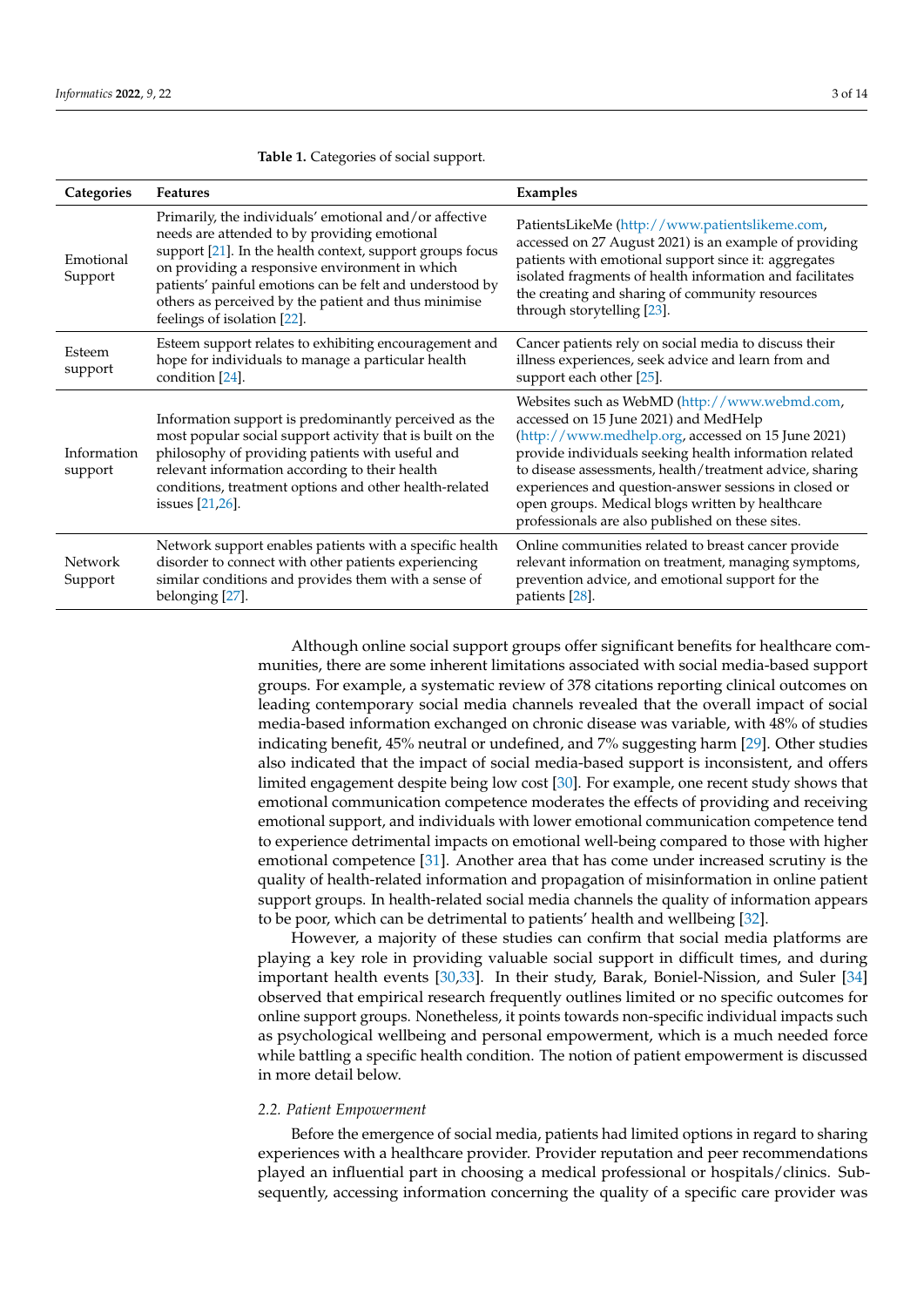**Table 1.** Categories of social support.

| Categories | Features | Examples |
| --- | --- | --- |
| Emotional Support | Primarily, the individuals' emotional and/or affective needs are attended to by providing emotional support [21]. In the health context, support groups focus on providing a responsive environment in which patients' painful emotions can be felt and understood by others as perceived by the patient and thus minimise feelings of isolation [22]. | PatientsLikeMe (http://www.patientslikeme.com, accessed on 27 August 2021) is an example of providing patients with emotional support since it: aggregates isolated fragments of health information and facilitates the creating and sharing of community resources through storytelling [23]. |
| Esteem support | Esteem support relates to exhibiting encouragement and hope for individuals to manage a particular health condition [24]. | Cancer patients rely on social media to discuss their illness experiences, seek advice and learn from and support each other [25]. |
| Information support | Information support is predominantly perceived as the most popular social support activity that is built on the philosophy of providing patients with useful and relevant information according to their health conditions, treatment options and other health-related issues [21,26]. | Websites such as WebMD (http://www.webmd.com, accessed on 15 June 2021) and MedHelp (http://www.medhelp.org, accessed on 15 June 2021) provide individuals seeking health information related to disease assessments, health/treatment advice, sharing experiences and question-answer sessions in closed or open groups. Medical blogs written by healthcare professionals are also published on these sites. |
| Network Support | Network support enables patients with a specific health disorder to connect with other patients experiencing similar conditions and provides them with a sense of belonging [27]. | Online communities related to breast cancer provide relevant information on treatment, managing symptoms, prevention advice, and emotional support for the patients [28]. |

Although online social support groups offer significant benefits for healthcare communities, there are some inherent limitations associated with social media-based support groups. For example, a systematic review of 378 citations reporting clinical outcomes on leading contemporary social media channels revealed that the overall impact of social media-based information exchanged on chronic disease was variable, with 48% of studies indicating benefit, 45% neutral or undefined, and 7% suggesting harm [29]. Other studies also indicated that the impact of social media-based support is inconsistent, and offers limited engagement despite being low cost [30]. For example, one recent study shows that emotional communication competence moderates the effects of providing and receiving emotional support, and individuals with lower emotional communication competence tend to experience detrimental impacts on emotional well-being compared to those with higher emotional competence [31]. Another area that has come under increased scrutiny is the quality of health-related information and propagation of misinformation in online patient support groups. In health-related social media channels the quality of information appears to be poor, which can be detrimental to patients' health and wellbeing [32].

However, a majority of these studies can confirm that social media platforms are playing a key role in providing valuable social support in difficult times, and during important health events [30,33]. In their study, Barak, Boniel-Nission, and Suler [34] observed that empirical research frequently outlines limited or no specific outcomes for online support groups. Nonetheless, it points towards non-specific individual impacts such as psychological wellbeing and personal empowerment, which is a much needed force while battling a specific health condition. The notion of patient empowerment is discussed in more detail below.

### 2.2. Patient Empowerment

Before the emergence of social media, patients had limited options in regard to sharing experiences with a healthcare provider. Provider reputation and peer recommendations played an influential part in choosing a medical professional or hospitals/clinics. Subsequently, accessing information concerning the quality of a specific care provider was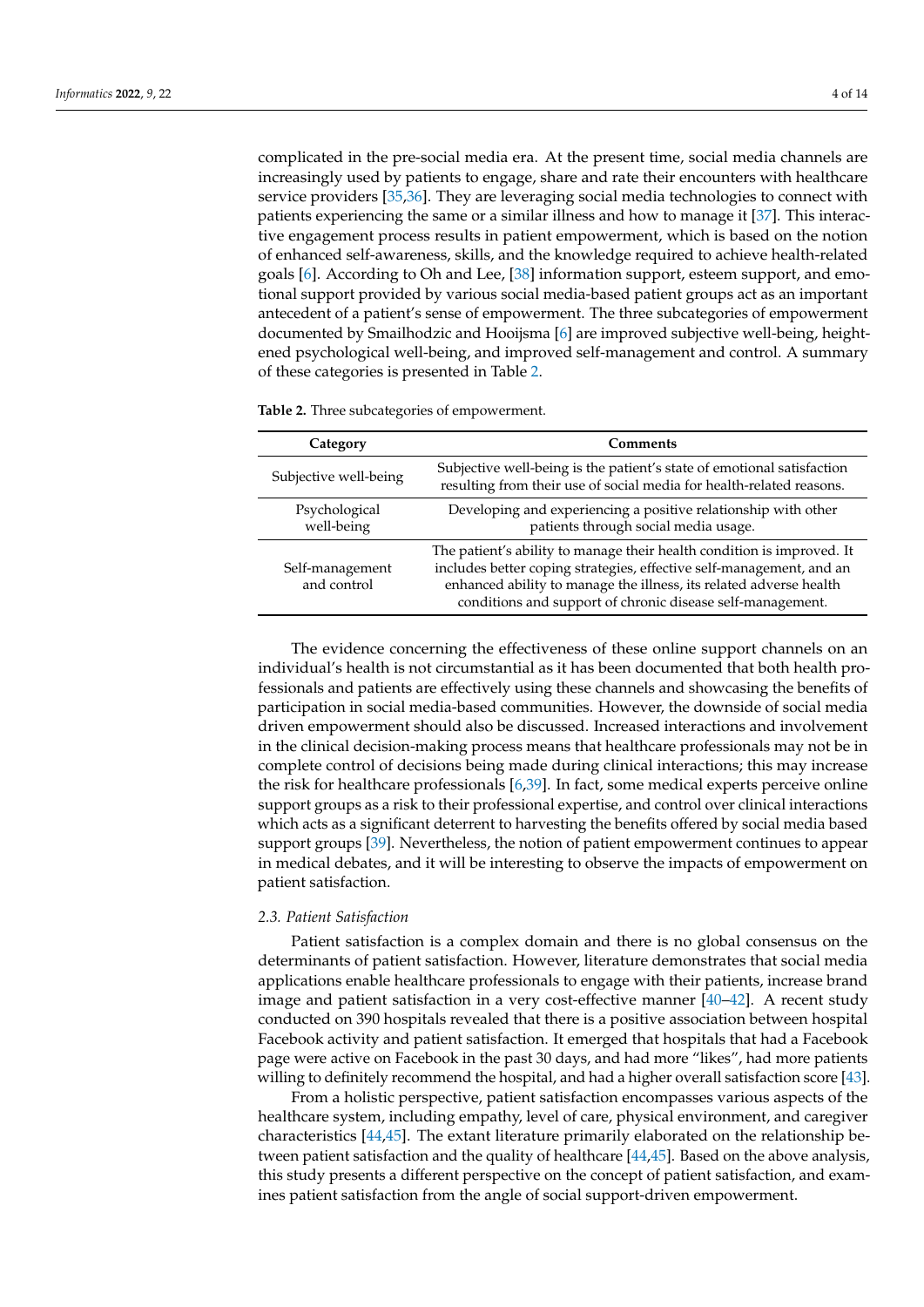complicated in the pre-social media era. At the present time, social media channels are increasingly used by patients to engage, share and rate their encounters with healthcare service providers [35,36]. They are leveraging social media technologies to connect with patients experiencing the same or a similar illness and how to manage it [37]. This interactive engagement process results in patient empowerment, which is based on the notion of enhanced self-awareness, skills, and the knowledge required to achieve health-related goals [6]. According to Oh and Lee, [38] information support, esteem support, and emotional support provided by various social media-based patient groups act as an important antecedent of a patient's sense of empowerment. The three subcategories of empowerment documented by Smailhodzic and Hooijsma [6] are improved subjective well-being, heightened psychological well-being, and improved self-management and control. A summary of these categories is presented in Table 2.

**Table 2.** Three subcategories of empowerment.

| Category | Comments |
| --- | --- |
| Subjective well-being | Subjective well-being is the patient's state of emotional satisfaction resulting from their use of social media for health-related reasons. |
| Psychological well-being | Developing and experiencing a positive relationship with other patients through social media usage. |
| Self-management and control | The patient's ability to manage their health condition is improved. It includes better coping strategies, effective self-management, and an enhanced ability to manage the illness, its related adverse health conditions and support of chronic disease self-management. |

The evidence concerning the effectiveness of these online support channels on an individual's health is not circumstantial as it has been documented that both health professionals and patients are effectively using these channels and showcasing the benefits of participation in social media-based communities. However, the downside of social media driven empowerment should also be discussed. Increased interactions and involvement in the clinical decision-making process means that healthcare professionals may not be in complete control of decisions being made during clinical interactions; this may increase the risk for healthcare professionals [6,39]. In fact, some medical experts perceive online support groups as a risk to their professional expertise, and control over clinical interactions which acts as a significant deterrent to harvesting the benefits offered by social media based support groups [39]. Nevertheless, the notion of patient empowerment continues to appear in medical debates, and it will be interesting to observe the impacts of empowerment on patient satisfaction.

### 2.3. Patient Satisfaction

Patient satisfaction is a complex domain and there is no global consensus on the determinants of patient satisfaction. However, literature demonstrates that social media applications enable healthcare professionals to engage with their patients, increase brand image and patient satisfaction in a very cost-effective manner [40–42]. A recent study conducted on 390 hospitals revealed that there is a positive association between hospital Facebook activity and patient satisfaction. It emerged that hospitals that had a Facebook page were active on Facebook in the past 30 days, and had more "likes", had more patients willing to definitely recommend the hospital, and had a higher overall satisfaction score [43].

From a holistic perspective, patient satisfaction encompasses various aspects of the healthcare system, including empathy, level of care, physical environment, and caregiver characteristics [44,45]. The extant literature primarily elaborated on the relationship between patient satisfaction and the quality of healthcare [44,45]. Based on the above analysis, this study presents a different perspective on the concept of patient satisfaction, and examines patient satisfaction from the angle of social support-driven empowerment.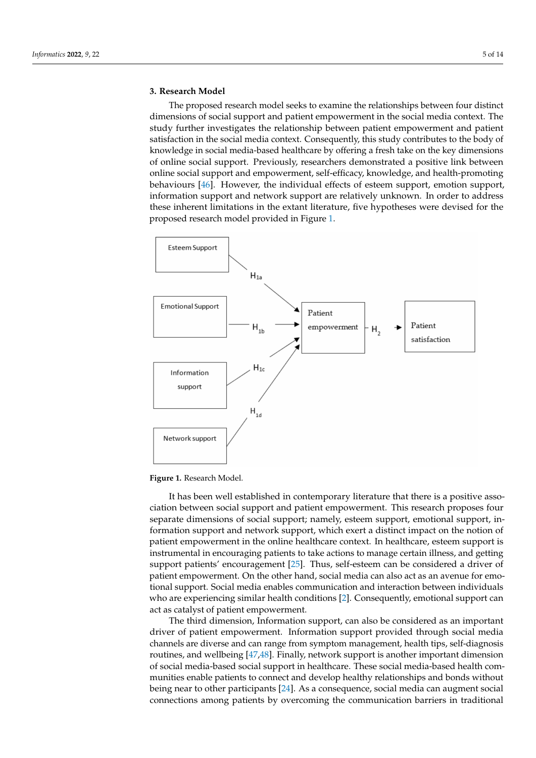## 3. Research Model

The proposed research model seeks to examine the relationships between four distinct dimensions of social support and patient empowerment in the social media context. The study further investigates the relationship between patient empowerment and patient satisfaction in the social media context. Consequently, this study contributes to the body of knowledge in social media-based healthcare by offering a fresh take on the key dimensions of online social support. Previously, researchers demonstrated a positive link between online social support and empowerment, self-efficacy, knowledge, and health-promoting behaviours [46]. However, the individual effects of esteem support, emotion support, information support and network support are relatively unknown. In order to address these inherent limitations in the extant literature, five hypotheses were devised for the proposed research model provided in Figure 1.

**Figure 1.** Research Model.

It has been well established in contemporary literature that there is a positive association between social support and patient empowerment. This research proposes four separate dimensions of social support; namely, esteem support, emotional support, information support and network support, which exert a distinct impact on the notion of patient empowerment in the online healthcare context. In healthcare, esteem support is instrumental in encouraging patients to take actions to manage certain illness, and getting support patients' encouragement [25]. Thus, self-esteem can be considered a driver of patient empowerment. On the other hand, social media can also act as an avenue for emotional support. Social media enables communication and interaction between individuals who are experiencing similar health conditions [2]. Consequently, emotional support can act as catalyst of patient empowerment.

The third dimension, Information support, can also be considered as an important driver of patient empowerment. Information support provided through social media channels are diverse and can range from symptom management, health tips, self-diagnosis routines, and wellbeing [47,48]. Finally, network support is another important dimension of social media-based social support in healthcare. These social media-based health communities enable patients to connect and develop healthy relationships and bonds without being near to other participants [24]. As a consequence, social media can augment social connections among patients by overcoming the communication barriers in traditional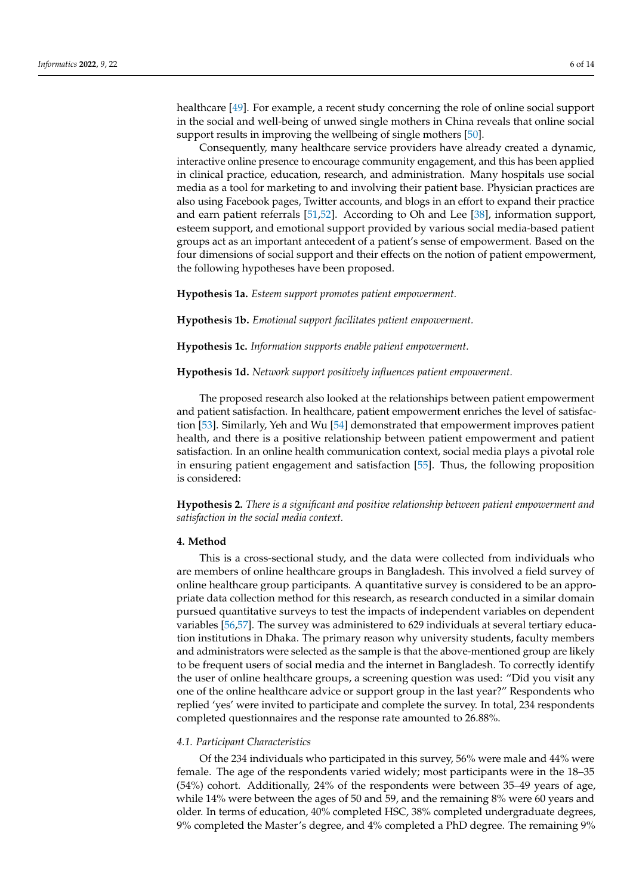healthcare [49]. For example, a recent study concerning the role of online social support in the social and well-being of unwed single mothers in China reveals that online social support results in improving the wellbeing of single mothers [50].

Consequently, many healthcare service providers have already created a dynamic, interactive online presence to encourage community engagement, and this has been applied in clinical practice, education, research, and administration. Many hospitals use social media as a tool for marketing to and involving their patient base. Physician practices are also using Facebook pages, Twitter accounts, and blogs in an effort to expand their practice and earn patient referrals [51,52]. According to Oh and Lee [38], information support, esteem support, and emotional support provided by various social media-based patient groups act as an important antecedent of a patient's sense of empowerment. Based on the four dimensions of social support and their effects on the notion of patient empowerment, the following hypotheses have been proposed.

**Hypothesis 1a.** *Esteem support promotes patient empowerment.*

**Hypothesis 1b.** *Emotional support facilitates patient empowerment.*

**Hypothesis 1c.** *Information supports enable patient empowerment.*

**Hypothesis 1d.** *Network support positively influences patient empowerment.*

The proposed research also looked at the relationships between patient empowerment and patient satisfaction. In healthcare, patient empowerment enriches the level of satisfaction [53]. Similarly, Yeh and Wu [54] demonstrated that empowerment improves patient health, and there is a positive relationship between patient empowerment and patient satisfaction. In an online health communication context, social media plays a pivotal role in ensuring patient engagement and satisfaction [55]. Thus, the following proposition is considered:

**Hypothesis 2.** *There is a significant and positive relationship between patient empowerment and satisfaction in the social media context.*

## 4. Method

This is a cross-sectional study, and the data were collected from individuals who are members of online healthcare groups in Bangladesh. This involved a field survey of online healthcare group participants. A quantitative survey is considered to be an appropriate data collection method for this research, as research conducted in a similar domain pursued quantitative surveys to test the impacts of independent variables on dependent variables [56,57]. The survey was administered to 629 individuals at several tertiary education institutions in Dhaka. The primary reason why university students, faculty members and administrators were selected as the sample is that the above-mentioned group are likely to be frequent users of social media and the internet in Bangladesh. To correctly identify the user of online healthcare groups, a screening question was used: "Did you visit any one of the online healthcare advice or support group in the last year?" Respondents who replied 'yes' were invited to participate and complete the survey. In total, 234 respondents completed questionnaires and the response rate amounted to 26.88%.

### 4.1. Participant Characteristics

Of the 234 individuals who participated in this survey, 56% were male and 44% were female. The age of the respondents varied widely; most participants were in the 18–35 (54%) cohort. Additionally, 24% of the respondents were between 35–49 years of age, while 14% were between the ages of 50 and 59, and the remaining 8% were 60 years and older. In terms of education, 40% completed HSC, 38% completed undergraduate degrees, 9% completed the Master's degree, and 4% completed a PhD degree. The remaining 9%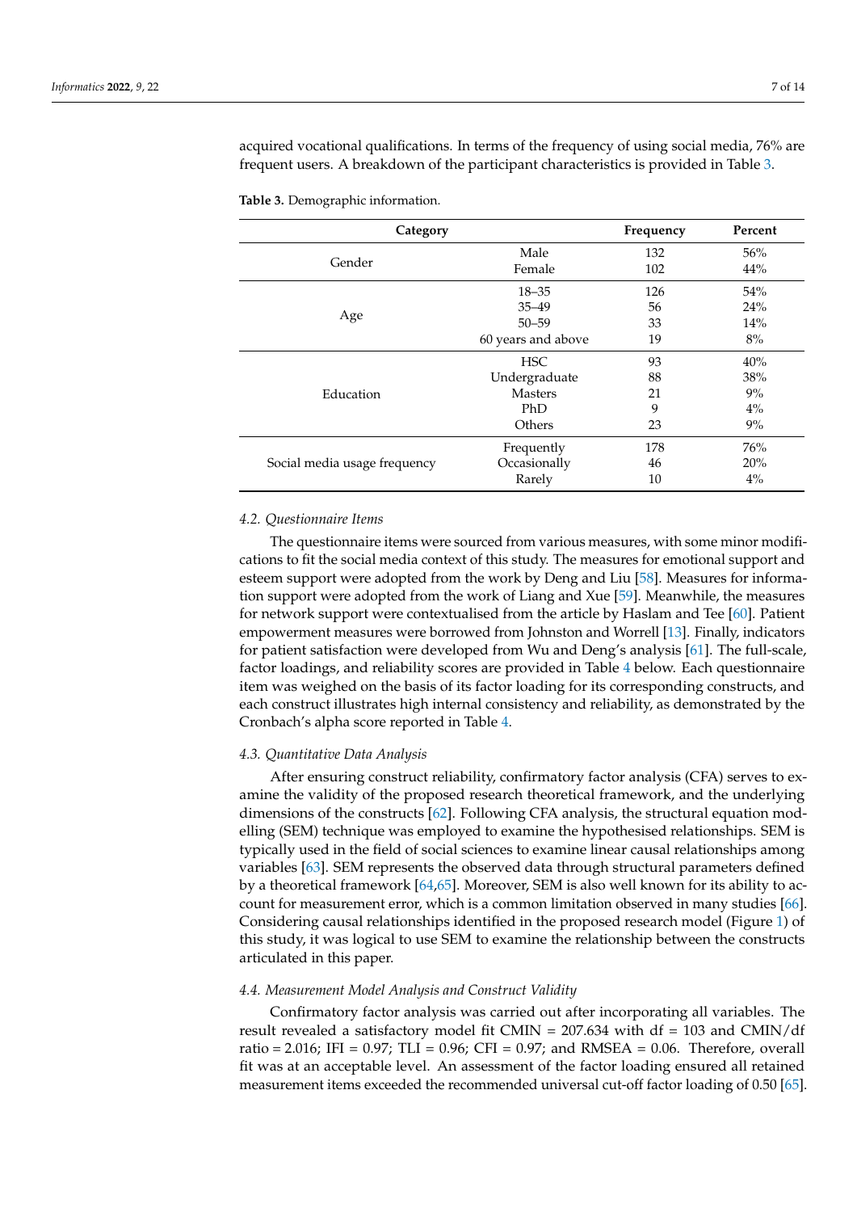acquired vocational qualifications. In terms of the frequency of using social media, 76% are frequent users. A breakdown of the participant characteristics is provided in Table 3.

**Table 3.** Demographic information.

| Category | | Frequency | Percent |
|---|---|---|---|
| Gender | Male | 132 | 56% |
| | Female | 102 | 44% |
| Age | 18–35 | 126 | 54% |
| | 35–49 | 56 | 24% |
| | 50–59 | 33 | 14% |
| | 60 years and above | 19 | 8% |
| Education | HSC | 93 | 40% |
| | Undergraduate | 88 | 38% |
| | Masters | 21 | 9% |
| | PhD | 9 | 4% |
| | Others | 23 | 9% |
| Social media usage frequency | Frequently | 178 | 76% |
| | Occasionally | 46 | 20% |
| | Rarely | 10 | 4% |

### *4.2. Questionnaire Items*

The questionnaire items were sourced from various measures, with some minor modifications to fit the social media context of this study. The measures for emotional support and esteem support were adopted from the work by Deng and Liu [58]. Measures for information support were adopted from the work of Liang and Xue [59]. Meanwhile, the measures for network support were contextualised from the article by Haslam and Tee [60]. Patient empowerment measures were borrowed from Johnston and Worrell [13]. Finally, indicators for patient satisfaction were developed from Wu and Deng's analysis [61]. The full-scale, factor loadings, and reliability scores are provided in Table 4 below. Each questionnaire item was weighed on the basis of its factor loading for its corresponding constructs, and each construct illustrates high internal consistency and reliability, as demonstrated by the Cronbach's alpha score reported in Table 4.

### *4.3. Quantitative Data Analysis*

After ensuring construct reliability, confirmatory factor analysis (CFA) serves to examine the validity of the proposed research theoretical framework, and the underlying dimensions of the constructs [62]. Following CFA analysis, the structural equation modelling (SEM) technique was employed to examine the hypothesised relationships. SEM is typically used in the field of social sciences to examine linear causal relationships among variables [63]. SEM represents the observed data through structural parameters defined by a theoretical framework [64,65]. Moreover, SEM is also well known for its ability to account for measurement error, which is a common limitation observed in many studies [66]. Considering causal relationships identified in the proposed research model (Figure 1) of this study, it was logical to use SEM to examine the relationship between the constructs articulated in this paper.

### *4.4. Measurement Model Analysis and Construct Validity*

Confirmatory factor analysis was carried out after incorporating all variables. The result revealed a satisfactory model fit CMIN = 207.634 with df = 103 and CMIN/df ratio = 2.016; IFI = 0.97; TLI = 0.96; CFI = 0.97; and RMSEA = 0.06. Therefore, overall fit was at an acceptable level. An assessment of the factor loading ensured all retained measurement items exceeded the recommended universal cut-off factor loading of 0.50 [65].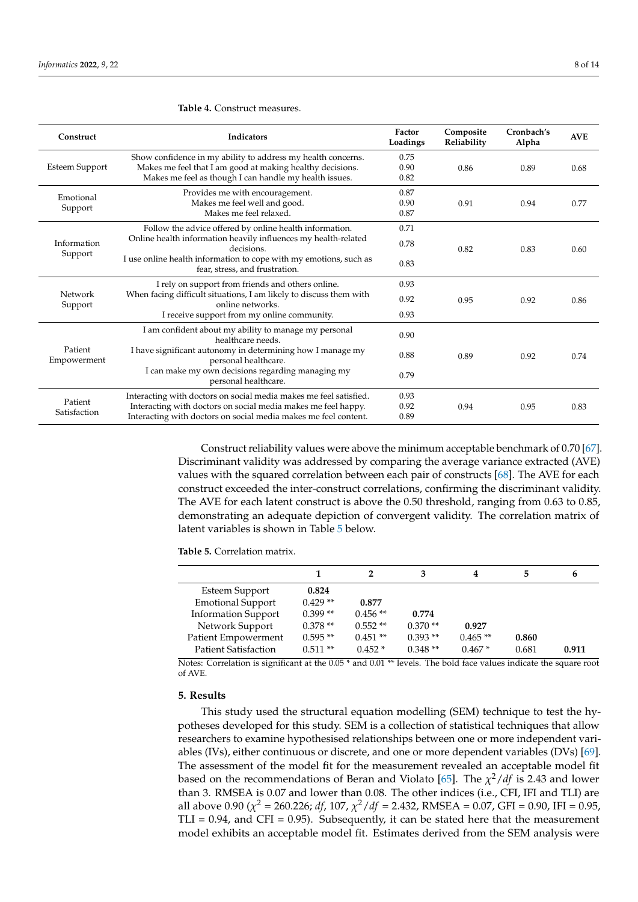**Table 4.** Construct measures.

| Construct | Indicators | Factor Loadings | Composite Reliability | Cronbach's Alpha | AVE |
|---|---|---|---|---|---|
| Esteem Support | Show confidence in my ability to address my health concerns. | 0.75 | 0.86 | 0.89 | 0.68 |
| | Makes me feel that I am good at making healthy decisions. | 0.90 | | | |
| | Makes me feel as though I can handle my health issues. | 0.82 | | | |
| Emotional Support | Provides me with encouragement. | 0.87 | 0.91 | 0.94 | 0.77 |
| | Makes me feel well and good. | 0.90 | | | |
| | Makes me feel relaxed. | 0.87 | | | |
| Information Support | Follow the advice offered by online health information. | 0.71 | 0.82 | 0.83 | 0.60 |
| | Online health information heavily influences my health-related decisions. | 0.78 | | | |
| | I use online health information to cope with my emotions, such as fear, stress, and frustration. | 0.83 | | | |
| Network Support | I rely on support from friends and others online. | 0.93 | 0.95 | 0.92 | 0.86 |
| | When facing difficult situations, I am likely to discuss them with online networks. | 0.92 | | | |
| | I receive support from my online community. | 0.93 | | | |
| Patient Empowerment | I am confident about my ability to manage my personal healthcare needs. | 0.90 | 0.89 | 0.92 | 0.74 |
| | I have significant autonomy in determining how I manage my personal healthcare. | 0.88 | | | |
| | I can make my own decisions regarding managing my personal healthcare. | 0.79 | | | |
| Patient Satisfaction | Interacting with doctors on social media makes me feel satisfied. | 0.93 | 0.94 | 0.95 | 0.83 |
| | Interacting with doctors on social media makes me feel happy. | 0.92 | | | |
| | Interacting with doctors on social media makes me feel content. | 0.89 | | | |

Construct reliability values were above the minimum acceptable benchmark of 0.70 [67]. Discriminant validity was addressed by comparing the average variance extracted (AVE) values with the squared correlation between each pair of constructs [68]. The AVE for each construct exceeded the inter-construct correlations, confirming the discriminant validity. The AVE for each latent construct is above the 0.50 threshold, ranging from 0.63 to 0.85, demonstrating an adequate depiction of convergent validity. The correlation matrix of latent variables is shown in Table 5 below.

**Table 5.** Correlation matrix.

| | 1 | 2 | 3 | 4 | 5 | 6 |
|---|---|---|---|---|---|---|
| Esteem Support | **0.824** | | | | | |
| Emotional Support | 0.429 ** | **0.877** | | | | |
| Information Support | 0.399 ** | 0.456 ** | **0.774** | | | |
| Network Support | 0.378 ** | 0.552 ** | 0.370 ** | **0.927** | | |
| Patient Empowerment | 0.595 ** | 0.451 ** | 0.393 ** | 0.465 ** | **0.860** | |
| Patient Satisfaction | 0.511 ** | 0.452 * | 0.348 ** | 0.467 * | 0.681 | **0.911** |

Notes: Correlation is significant at the 0.05 * and 0.01 ** levels. The bold face values indicate the square root of AVE.

## 5. Results

This study used the structural equation modelling (SEM) technique to test the hypotheses developed for this study. SEM is a collection of statistical techniques that allow researchers to examine hypothesised relationships between one or more independent variables (IVs), either continuous or discrete, and one or more dependent variables (DVs) [69]. The assessment of the model fit for the measurement revealed an acceptable model fit based on the recommendations of Beran and Violato [65]. The $\chi^2/df$ is 2.43 and lower than 3. RMSEA is 0.07 and lower than 0.08. The other indices (i.e., CFI, IFI and TLI) are all above 0.90 ($\chi^2$ = 260.226; *df*, 107, $\chi^2/df$ = 2.432, RMSEA = 0.07, GFI = 0.90, IFI = 0.95, TLI = 0.94, and CFI = 0.95). Subsequently, it can be stated here that the measurement model exhibits an acceptable model fit. Estimates derived from the SEM analysis were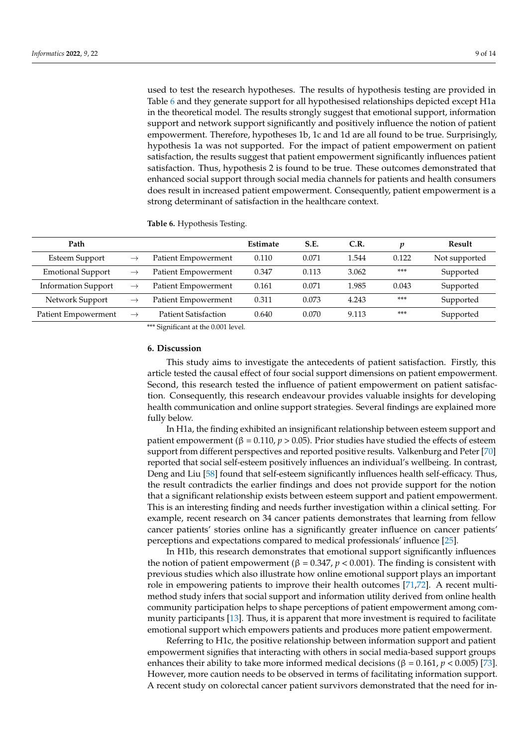used to test the research hypotheses. The results of hypothesis testing are provided in Table 6 and they generate support for all hypothesised relationships depicted except H1a in the theoretical model. The results strongly suggest that emotional support, information support and network support significantly and positively influence the notion of patient empowerment. Therefore, hypotheses 1b, 1c and 1d are all found to be true. Surprisingly, hypothesis 1a was not supported. For the impact of patient empowerment on patient satisfaction, the results suggest that patient empowerment significantly influences patient satisfaction. Thus, hypothesis 2 is found to be true. These outcomes demonstrated that enhanced social support through social media channels for patients and health consumers does result in increased patient empowerment. Consequently, patient empowerment is a strong determinant of satisfaction in the healthcare context.

**Table 6.** Hypothesis Testing.

| Path | | | Estimate | S.E. | C.R. | $p$ | Result |
|---|---|---|---|---|---|---|---|
| Esteem Support | → | Patient Empowerment | 0.110 | 0.071 | 1.544 | 0.122 | Not supported |
| Emotional Support | → | Patient Empowerment | 0.347 | 0.113 | 3.062 | *** | Supported |
| Information Support | → | Patient Empowerment | 0.161 | 0.071 | 1.985 | 0.043 | Supported |
| Network Support | → | Patient Empowerment | 0.311 | 0.073 | 4.243 | *** | Supported |
| Patient Empowerment | → | Patient Satisfaction | 0.640 | 0.070 | 9.113 | *** | Supported |

*** Significant at the 0.001 level.

## 6. Discussion

This study aims to investigate the antecedents of patient satisfaction. Firstly, this article tested the causal effect of four social support dimensions on patient empowerment. Second, this research tested the influence of patient empowerment on patient satisfaction. Consequently, this research endeavour provides valuable insights for developing health communication and online support strategies. Several findings are explained more fully below.

In H1a, the finding exhibited an insignificant relationship between esteem support and patient empowerment (β = 0.110, $p > 0.05$). Prior studies have studied the effects of esteem support from different perspectives and reported positive results. Valkenburg and Peter [70] reported that social self-esteem positively influences an individual's wellbeing. In contrast, Deng and Liu [58] found that self-esteem significantly influences health self-efficacy. Thus, the result contradicts the earlier findings and does not provide support for the notion that a significant relationship exists between esteem support and patient empowerment. This is an interesting finding and needs further investigation within a clinical setting. For example, recent research on 34 cancer patients demonstrates that learning from fellow cancer patients' stories online has a significantly greater influence on cancer patients' perceptions and expectations compared to medical professionals' influence [25].

In H1b, this research demonstrates that emotional support significantly influences the notion of patient empowerment (β = 0.347, $p < 0.001$). The finding is consistent with previous studies which also illustrate how online emotional support plays an important role in empowering patients to improve their health outcomes [71,72]. A recent multi-method study infers that social support and information utility derived from online health community participation helps to shape perceptions of patient empowerment among community participants [13]. Thus, it is apparent that more investment is required to facilitate emotional support which empowers patients and produces more patient empowerment.

Referring to H1c, the positive relationship between information support and patient empowerment signifies that interacting with others in social media-based support groups enhances their ability to take more informed medical decisions (β = 0.161, $p < 0.005$) [73]. However, more caution needs to be observed in terms of facilitating information support. A recent study on colorectal cancer patient survivors demonstrated that the need for in-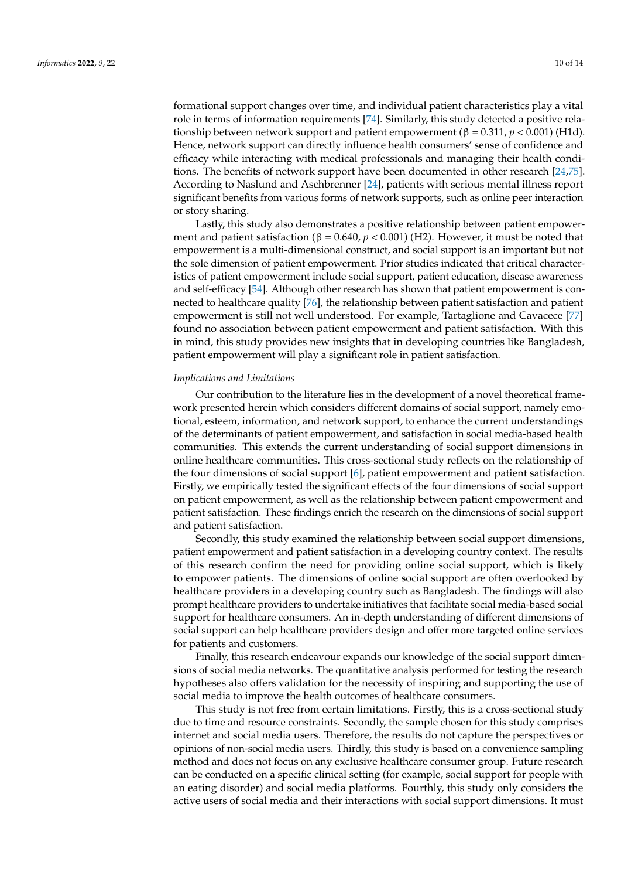formational support changes over time, and individual patient characteristics play a vital role in terms of information requirements [74]. Similarly, this study detected a positive relationship between network support and patient empowerment ($\beta = 0.311$, $p < 0.001$) (H1d). Hence, network support can directly influence health consumers' sense of confidence and efficacy while interacting with medical professionals and managing their health conditions. The benefits of network support have been documented in other research [24,75]. According to Naslund and Aschbrenner [24], patients with serious mental illness report significant benefits from various forms of network supports, such as online peer interaction or story sharing.

Lastly, this study also demonstrates a positive relationship between patient empowerment and patient satisfaction ($\beta = 0.640$, $p < 0.001$) (H2). However, it must be noted that empowerment is a multi-dimensional construct, and social support is an important but not the sole dimension of patient empowerment. Prior studies indicated that critical characteristics of patient empowerment include social support, patient education, disease awareness and self-efficacy [54]. Although other research has shown that patient empowerment is connected to healthcare quality [76], the relationship between patient satisfaction and patient empowerment is still not well understood. For example, Tartaglione and Cavacece [77] found no association between patient empowerment and patient satisfaction. With this in mind, this study provides new insights that in developing countries like Bangladesh, patient empowerment will play a significant role in patient satisfaction.

*Implications and Limitations*

Our contribution to the literature lies in the development of a novel theoretical framework presented herein which considers different domains of social support, namely emotional, esteem, information, and network support, to enhance the current understandings of the determinants of patient empowerment, and satisfaction in social media-based health communities. This extends the current understanding of social support dimensions in online healthcare communities. This cross-sectional study reflects on the relationship of the four dimensions of social support [6], patient empowerment and patient satisfaction. Firstly, we empirically tested the significant effects of the four dimensions of social support on patient empowerment, as well as the relationship between patient empowerment and patient satisfaction. These findings enrich the research on the dimensions of social support and patient satisfaction.

Secondly, this study examined the relationship between social support dimensions, patient empowerment and patient satisfaction in a developing country context. The results of this research confirm the need for providing online social support, which is likely to empower patients. The dimensions of online social support are often overlooked by healthcare providers in a developing country such as Bangladesh. The findings will also prompt healthcare providers to undertake initiatives that facilitate social media-based social support for healthcare consumers. An in-depth understanding of different dimensions of social support can help healthcare providers design and offer more targeted online services for patients and customers.

Finally, this research endeavour expands our knowledge of the social support dimensions of social media networks. The quantitative analysis performed for testing the research hypotheses also offers validation for the necessity of inspiring and supporting the use of social media to improve the health outcomes of healthcare consumers.

This study is not free from certain limitations. Firstly, this is a cross-sectional study due to time and resource constraints. Secondly, the sample chosen for this study comprises internet and social media users. Therefore, the results do not capture the perspectives or opinions of non-social media users. Thirdly, this study is based on a convenience sampling method and does not focus on any exclusive healthcare consumer group. Future research can be conducted on a specific clinical setting (for example, social support for people with an eating disorder) and social media platforms. Fourthly, this study only considers the active users of social media and their interactions with social support dimensions. It must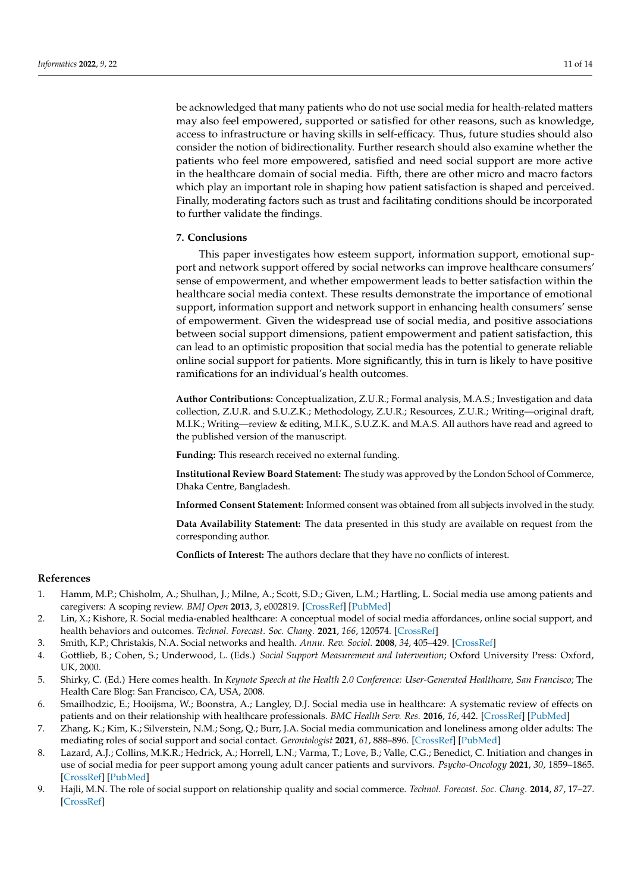be acknowledged that many patients who do not use social media for health-related matters may also feel empowered, supported or satisfied for other reasons, such as knowledge, access to infrastructure or having skills in self-efficacy. Thus, future studies should also consider the notion of bidirectionality. Further research should also examine whether the patients who feel more empowered, satisfied and need social support are more active in the healthcare domain of social media. Fifth, there are other micro and macro factors which play an important role in shaping how patient satisfaction is shaped and perceived. Finally, moderating factors such as trust and facilitating conditions should be incorporated to further validate the findings.

## 7. Conclusions

This paper investigates how esteem support, information support, emotional support and network support offered by social networks can improve healthcare consumers' sense of empowerment, and whether empowerment leads to better satisfaction within the healthcare social media context. These results demonstrate the importance of emotional support, information support and network support in enhancing health consumers' sense of empowerment. Given the widespread use of social media, and positive associations between social support dimensions, patient empowerment and patient satisfaction, this can lead to an optimistic proposition that social media has the potential to generate reliable online social support for patients. More significantly, this in turn is likely to have positive ramifications for an individual's health outcomes.

**Author Contributions:** Conceptualization, Z.U.R.; Formal analysis, M.A.S.; Investigation and data collection, Z.U.R. and S.U.Z.K.; Methodology, Z.U.R.; Resources, Z.U.R.; Writing—original draft, M.I.K.; Writing—review & editing, M.I.K., S.U.Z.K. and M.A.S. All authors have read and agreed to the published version of the manuscript.

**Funding:** This research received no external funding.

**Institutional Review Board Statement:** The study was approved by the London School of Commerce, Dhaka Centre, Bangladesh.

**Informed Consent Statement:** Informed consent was obtained from all subjects involved in the study.

**Data Availability Statement:** The data presented in this study are available on request from the corresponding author.

**Conflicts of Interest:** The authors declare that they have no conflicts of interest.

## References

1. Hamm, M.P.; Chisholm, A.; Shulhan, J.; Milne, A.; Scott, S.D.; Given, L.M.; Hartling, L. Social media use among patients and caregivers: A scoping review. *BMJ Open* **2013**, *3*, e002819. [CrossRef] [PubMed]
2. Lin, X.; Kishore, R. Social media-enabled healthcare: A conceptual model of social media affordances, online social support, and health behaviors and outcomes. *Technol. Forecast. Soc. Chang.* **2021**, *166*, 120574. [CrossRef]
3. Smith, K.P.; Christakis, N.A. Social networks and health. *Annu. Rev. Sociol.* **2008**, *34*, 405–429. [CrossRef]
4. Gottlieb, B.; Cohen, S.; Underwood, L. (Eds.) *Social Support Measurement and Intervention*; Oxford University Press: Oxford, UK, 2000.
5. Shirky, C. (Ed.) Here comes health. In *Keynote Speech at the Health 2.0 Conference: User-Generated Healthcare, San Francisco*; The Health Care Blog: San Francisco, CA, USA, 2008.
6. Smailhodzic, E.; Hooijsma, W.; Boonstra, A.; Langley, D.J. Social media use in healthcare: A systematic review of effects on patients and on their relationship with healthcare professionals. *BMC Health Serv. Res.* **2016**, *16*, 442. [CrossRef] [PubMed]
7. Zhang, K.; Kim, K.; Silverstein, N.M.; Song, Q.; Burr, J.A. Social media communication and loneliness among older adults: The mediating roles of social support and social contact. *Gerontologist* **2021**, *61*, 888–896. [CrossRef] [PubMed]
8. Lazard, A.J.; Collins, M.K.R.; Hedrick, A.; Horrell, L.N.; Varma, T.; Love, B.; Valle, C.G.; Benedict, C. Initiation and changes in use of social media for peer support among young adult cancer patients and survivors. *Psycho-Oncology* **2021**, *30*, 1859–1865. [CrossRef] [PubMed]
9. Hajli, M.N. The role of social support on relationship quality and social commerce. *Technol. Forecast. Soc. Chang.* **2014**, *87*, 17–27. [CrossRef]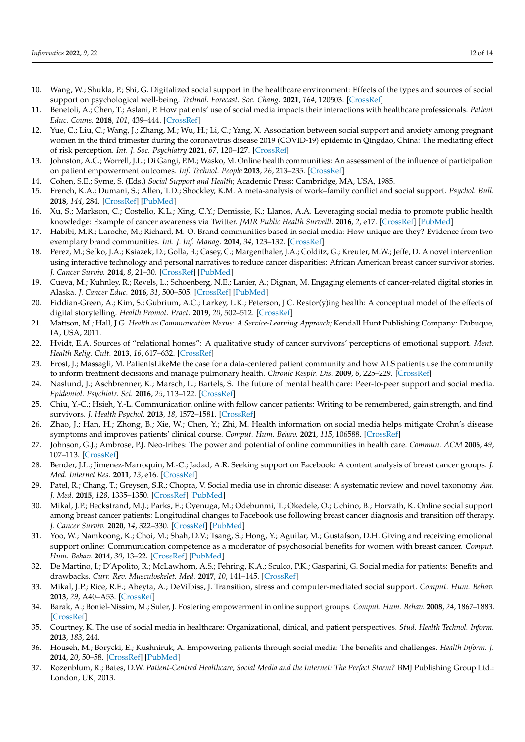10. Wang, W.; Shukla, P.; Shi, G. Digitalized social support in the healthcare environment: Effects of the types and sources of social support on psychological well-being. *Technol. Forecast. Soc. Chang.* **2021**, *164*, 120503. [CrossRef]
11. Benetoli, A.; Chen, T.; Aslani, P. How patients' use of social media impacts their interactions with healthcare professionals. *Patient Educ. Couns.* **2018**, *101*, 439–444. [CrossRef]
12. Yue, C.; Liu, C.; Wang, J.; Zhang, M.; Wu, H.; Li, C.; Yang, X. Association between social support and anxiety among pregnant women in the third trimester during the coronavirus disease 2019 (COVID-19) epidemic in Qingdao, China: The mediating effect of risk perception. *Int. J. Soc. Psychiatry* **2021**, *67*, 120–127. [CrossRef]
13. Johnston, A.C.; Worrell, J.L.; Di Gangi, P.M.; Wasko, M. Online health communities: An assessment of the influence of participation on patient empowerment outcomes. *Inf. Technol. People* **2013**, *26*, 213–235. [CrossRef]
14. Cohen, S.E.; Syme, S. (Eds.) *Social Support and Health*; Academic Press: Cambridge, MA, USA, 1985.
15. French, K.A.; Dumani, S.; Allen, T.D.; Shockley, K.M. A meta-analysis of work–family conflict and social support. *Psychol. Bull.* **2018**, *144*, 284. [CrossRef] [PubMed]
16. Xu, S.; Markson, C.; Costello, K.L.; Xing, C.Y.; Demissie, K.; Llanos, A.A. Leveraging social media to promote public health knowledge: Example of cancer awareness via Twitter. *JMIR Public Health Surveill.* **2016**, *2*, e17. [CrossRef] [PubMed]
17. Habibi, M.R.; Laroche, M.; Richard, M.-O. Brand communities based in social media: How unique are they? Evidence from two exemplary brand communities. *Int. J. Inf. Manag.* **2014**, *34*, 123–132. [CrossRef]
18. Perez, M.; Sefko, J.A.; Ksiazek, D.; Golla, B.; Casey, C.; Margenthaler, J.A.; Colditz, G.; Kreuter, M.W.; Jeffe, D. A novel intervention using interactive technology and personal narratives to reduce cancer disparities: African American breast cancer survivor stories. *J. Cancer Surviv.* **2014**, *8*, 21–30. [CrossRef] [PubMed]
19. Cueva, M.; Kuhnley, R.; Revels, L.; Schoenberg, N.E.; Lanier, A.; Dignan, M. Engaging elements of cancer-related digital stories in Alaska. *J. Cancer Educ.* **2016**, *31*, 500–505. [CrossRef] [PubMed]
20. Fiddian-Green, A.; Kim, S.; Gubrium, A.C.; Larkey, L.K.; Peterson, J.C. Restor(y)ing health: A conceptual model of the effects of digital storytelling. *Health Promot. Pract.* **2019**, *20*, 502–512. [CrossRef]
21. Mattson, M.; Hall, J.G. *Health as Communication Nexus: A Service-Learning Approach*; Kendall Hunt Publishing Company: Dubuque, IA, USA, 2011.
22. Hvidt, E.A. Sources of "relational homes": A qualitative study of cancer survivors' perceptions of emotional support. *Ment. Health Relig. Cult.* **2013**, *16*, 617–632. [CrossRef]
23. Frost, J.; Massagli, M. PatientsLikeMe the case for a data-centered patient community and how ALS patients use the community to inform treatment decisions and manage pulmonary health. *Chronic Respir. Dis.* **2009**, *6*, 225–229. [CrossRef]
24. Naslund, J.; Aschbrenner, K.; Marsch, L.; Bartels, S. The future of mental health care: Peer-to-peer support and social media. *Epidemiol. Psychiatr. Sci.* **2016**, *25*, 113–122. [CrossRef]
25. Chiu, Y.-C.; Hsieh, Y.-L. Communication online with fellow cancer patients: Writing to be remembered, gain strength, and find survivors. *J. Health Psychol.* **2013**, *18*, 1572–1581. [CrossRef]
26. Zhao, J.; Han, H.; Zhong, B.; Xie, W.; Chen, Y.; Zhi, M. Health information on social media helps mitigate Crohn's disease symptoms and improves patients' clinical course. *Comput. Hum. Behav.* **2021**, *115*, 106588. [CrossRef]
27. Johnson, G.J.; Ambrose, P.J. Neo-tribes: The power and potential of online communities in health care. *Commun. ACM* **2006**, *49*, 107–113. [CrossRef]
28. Bender, J.L.; Jimenez-Marroquin, M.-C.; Jadad, A.R. Seeking support on Facebook: A content analysis of breast cancer groups. *J. Med. Internet Res.* **2011**, *13*, e16. [CrossRef]
29. Patel, R.; Chang, T.; Greysen, S.R.; Chopra, V. Social media use in chronic disease: A systematic review and novel taxonomy. *Am. J. Med.* **2015**, *128*, 1335–1350. [CrossRef] [PubMed]
30. Mikal, J.P.; Beckstrand, M.J.; Parks, E.; Oyenuga, M.; Odebunmi, T.; Okedele, O.; Uchino, B.; Horvath, K. Online social support among breast cancer patients: Longitudinal changes to Facebook use following breast cancer diagnosis and transition off therapy. *J. Cancer Surviv.* **2020**, *14*, 322–330. [CrossRef] [PubMed]
31. Yoo, W.; Namkoong, K.; Choi, M.; Shah, D.V.; Tsang, S.; Hong, Y.; Aguilar, M.; Gustafson, D.H. Giving and receiving emotional support online: Communication competence as a moderator of psychosocial benefits for women with breast cancer. *Comput. Hum. Behav.* **2014**, *30*, 13–22. [CrossRef] [PubMed]
32. De Martino, I.; D'Apolito, R.; McLawhorn, A.S.; Fehring, K.A.; Sculco, P.K.; Gasparini, G. Social media for patients: Benefits and drawbacks. *Curr. Rev. Musculoskelet. Med.* **2017**, *10*, 141–145. [CrossRef]
33. Mikal, J.P.; Rice, R.E.; Abeyta, A.; DeVilbiss, J. Transition, stress and computer-mediated social support. *Comput. Hum. Behav.* **2013**, *29*, A40–A53. [CrossRef]
34. Barak, A.; Boniel-Nissim, M.; Suler, J. Fostering empowerment in online support groups. *Comput. Hum. Behav.* **2008**, *24*, 1867–1883. [CrossRef]
35. Courtney, K. The use of social media in healthcare: Organizational, clinical, and patient perspectives. *Stud. Health Technol. Inform.* **2013**, *183*, 244.
36. Househ, M.; Borycki, E.; Kushniruk, A. Empowering patients through social media: The benefits and challenges. *Health Inform. J.* **2014**, *20*, 50–58. [CrossRef] [PubMed]
37. Rozenblum, R.; Bates, D.W. *Patient-Centred Healthcare, Social Media and the Internet: The Perfect Storm?* BMJ Publishing Group Ltd.: London, UK, 2013.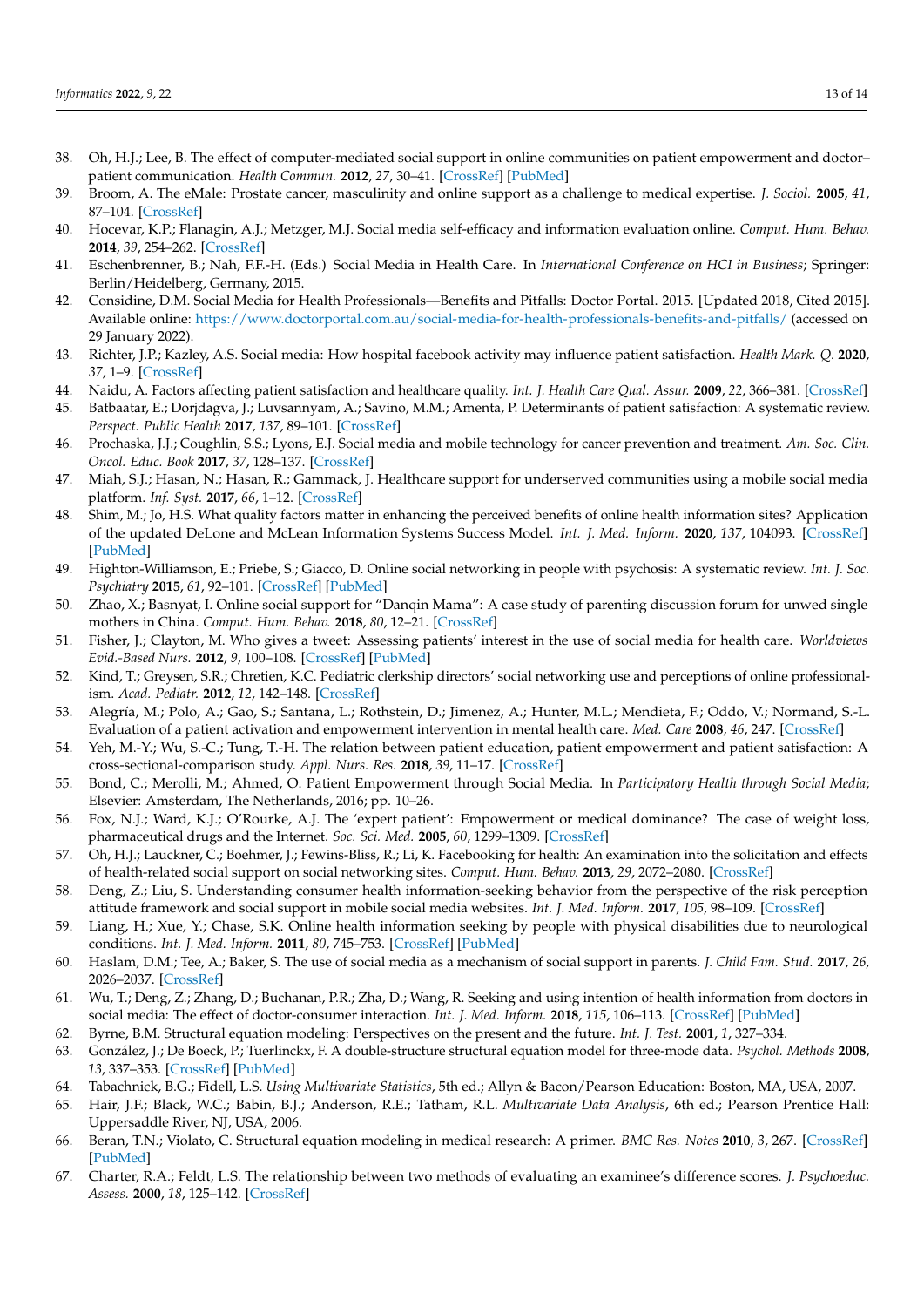38. Oh, H.J.; Lee, B. The effect of computer-mediated social support in online communities on patient empowerment and doctor–patient communication. *Health Commun.* **2012**, *27*, 30–41. [CrossRef] [PubMed]
39. Broom, A. The eMale: Prostate cancer, masculinity and online support as a challenge to medical expertise. *J. Sociol.* **2005**, *41*, 87–104. [CrossRef]
40. Hocevar, K.P.; Flanagin, A.J.; Metzger, M.J. Social media self-efficacy and information evaluation online. *Comput. Hum. Behav.* **2014**, *39*, 254–262. [CrossRef]
41. Eschenbrenner, B.; Nah, F.F.-H. (Eds.) Social Media in Health Care. In *International Conference on HCI in Business*; Springer: Berlin/Heidelberg, Germany, 2015.
42. Considine, D.M. Social Media for Health Professionals—Benefits and Pitfalls: Doctor Portal. 2015. [Updated 2018, Cited 2015]. Available online: https://www.doctorportal.com.au/social-media-for-health-professionals-benefits-and-pitfalls/ (accessed on 29 January 2022).
43. Richter, J.P.; Kazley, A.S. Social media: How hospital facebook activity may influence patient satisfaction. *Health Mark. Q.* **2020**, *37*, 1–9. [CrossRef]
44. Naidu, A. Factors affecting patient satisfaction and healthcare quality. *Int. J. Health Care Qual. Assur.* **2009**, *22*, 366–381. [CrossRef]
45. Batbaatar, E.; Dorjdagva, J.; Luvsannyam, A.; Savino, M.M.; Amenta, P. Determinants of patient satisfaction: A systematic review. *Perspect. Public Health* **2017**, *137*, 89–101. [CrossRef]
46. Prochaska, J.J.; Coughlin, S.S.; Lyons, E.J. Social media and mobile technology for cancer prevention and treatment. *Am. Soc. Clin. Oncol. Educ. Book* **2017**, *37*, 128–137. [CrossRef]
47. Miah, S.J.; Hasan, N.; Hasan, R.; Gammack, J. Healthcare support for underserved communities using a mobile social media platform. *Inf. Syst.* **2017**, *66*, 1–12. [CrossRef]
48. Shim, M.; Jo, H.S. What quality factors matter in enhancing the perceived benefits of online health information sites? Application of the updated DeLone and McLean Information Systems Success Model. *Int. J. Med. Inform.* **2020**, *137*, 104093. [CrossRef] [PubMed]
49. Highton-Williamson, E.; Priebe, S.; Giacco, D. Online social networking in people with psychosis: A systematic review. *Int. J. Soc. Psychiatry* **2015**, *61*, 92–101. [CrossRef] [PubMed]
50. Zhao, X.; Basnyat, I. Online social support for "Danqin Mama": A case study of parenting discussion forum for unwed single mothers in China. *Comput. Hum. Behav.* **2018**, *80*, 12–21. [CrossRef]
51. Fisher, J.; Clayton, M. Who gives a tweet: Assessing patients' interest in the use of social media for health care. *Worldviews Evid.-Based Nurs.* **2012**, *9*, 100–108. [CrossRef] [PubMed]
52. Kind, T.; Greysen, S.R.; Chretien, K.C. Pediatric clerkship directors' social networking use and perceptions of online professionalism. *Acad. Pediatr.* **2012**, *12*, 142–148. [CrossRef]
53. Alegría, M.; Polo, A.; Gao, S.; Santana, L.; Rothstein, D.; Jimenez, A.; Hunter, M.L.; Mendieta, F.; Oddo, V.; Normand, S.-L. Evaluation of a patient activation and empowerment intervention in mental health care. *Med. Care* **2008**, *46*, 247. [CrossRef]
54. Yeh, M.-Y.; Wu, S.-C.; Tung, T.-H. The relation between patient education, patient empowerment and patient satisfaction: A cross-sectional-comparison study. *Appl. Nurs. Res.* **2018**, *39*, 11–17. [CrossRef]
55. Bond, C.; Merolli, M.; Ahmed, O. Patient Empowerment through Social Media. In *Participatory Health through Social Media*; Elsevier: Amsterdam, The Netherlands, 2016; pp. 10–26.
56. Fox, N.J.; Ward, K.J.; O'Rourke, A.J. The 'expert patient': Empowerment or medical dominance? The case of weight loss, pharmaceutical drugs and the Internet. *Soc. Sci. Med.* **2005**, *60*, 1299–1309. [CrossRef]
57. Oh, H.J.; Lauckner, C.; Boehmer, J.; Fewins-Bliss, R.; Li, K. Facebooking for health: An examination into the solicitation and effects of health-related social support on social networking sites. *Comput. Hum. Behav.* **2013**, *29*, 2072–2080. [CrossRef]
58. Deng, Z.; Liu, S. Understanding consumer health information-seeking behavior from the perspective of the risk perception attitude framework and social support in mobile social media websites. *Int. J. Med. Inform.* **2017**, *105*, 98–109. [CrossRef]
59. Liang, H.; Xue, Y.; Chase, S.K. Online health information seeking by people with physical disabilities due to neurological conditions. *Int. J. Med. Inform.* **2011**, *80*, 745–753. [CrossRef] [PubMed]
60. Haslam, D.M.; Tee, A.; Baker, S. The use of social media as a mechanism of social support in parents. *J. Child Fam. Stud.* **2017**, *26*, 2026–2037. [CrossRef]
61. Wu, T.; Deng, Z.; Zhang, D.; Buchanan, P.R.; Zha, D.; Wang, R. Seeking and using intention of health information from doctors in social media: The effect of doctor-consumer interaction. *Int. J. Med. Inform.* **2018**, *115*, 106–113. [CrossRef] [PubMed]
62. Byrne, B.M. Structural equation modeling: Perspectives on the present and the future. *Int. J. Test.* **2001**, *1*, 327–334.
63. González, J.; De Boeck, P.; Tuerlinckx, F. A double-structure structural equation model for three-mode data. *Psychol. Methods* **2008**, *13*, 337–353. [CrossRef] [PubMed]
64. Tabachnick, B.G.; Fidell, L.S. *Using Multivariate Statistics*, 5th ed.; Allyn & Bacon/Pearson Education: Boston, MA, USA, 2007.
65. Hair, J.F.; Black, W.C.; Babin, B.J.; Anderson, R.E.; Tatham, R.L. *Multivariate Data Analysis*, 6th ed.; Pearson Prentice Hall: Uppersaddle River, NJ, USA, 2006.
66. Beran, T.N.; Violato, C. Structural equation modeling in medical research: A primer. *BMC Res. Notes* **2010**, *3*, 267. [CrossRef] [PubMed]
67. Charter, R.A.; Feldt, L.S. The relationship between two methods of evaluating an examinee's difference scores. *J. Psychoeduc. Assess.* **2000**, *18*, 125–142. [CrossRef]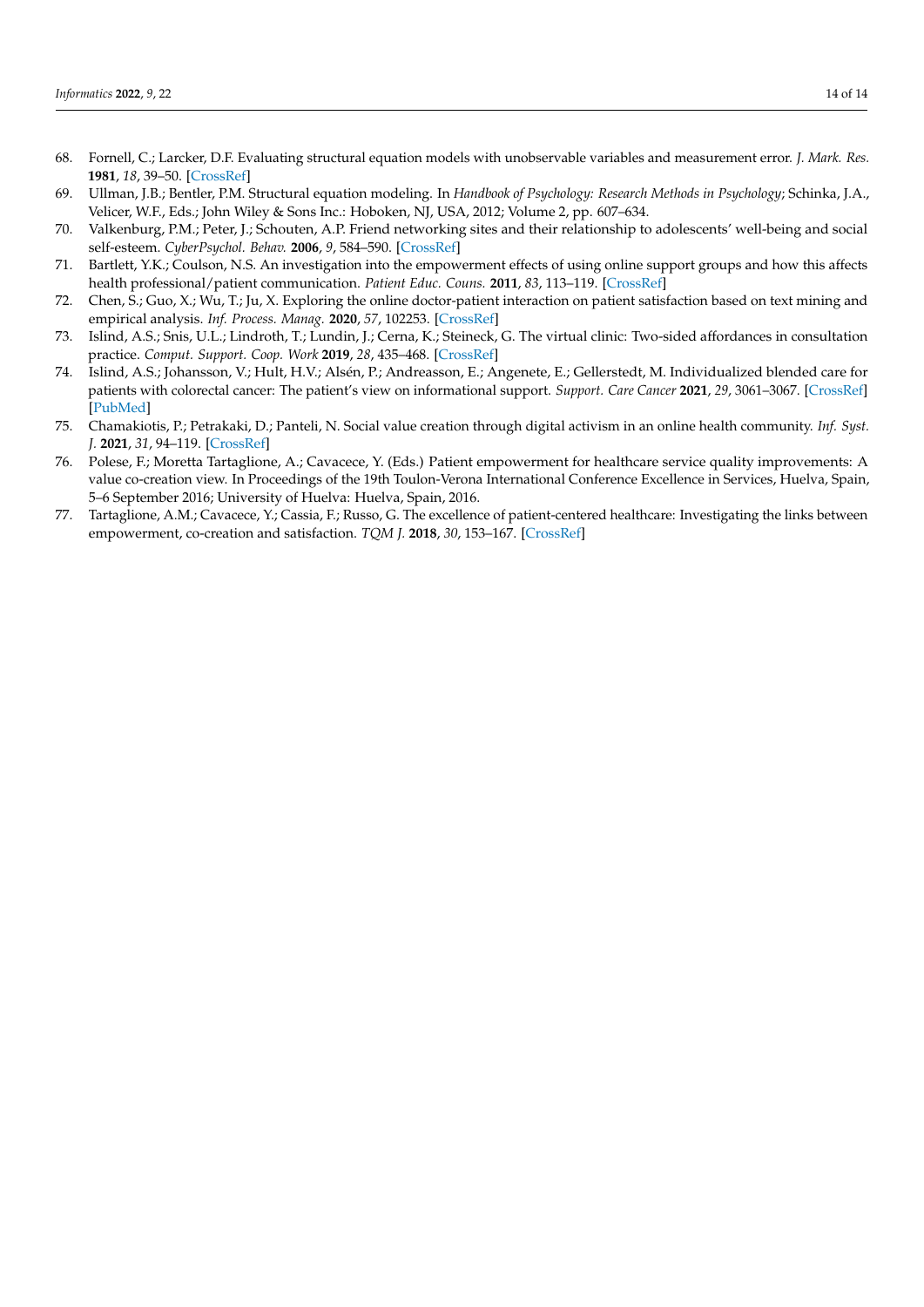68. Fornell, C.; Larcker, D.F. Evaluating structural equation models with unobservable variables and measurement error. *J. Mark. Res.* **1981**, *18*, 39–50. [CrossRef]
69. Ullman, J.B.; Bentler, P.M. Structural equation modeling. In *Handbook of Psychology: Research Methods in Psychology*; Schinka, J.A., Velicer, W.F., Eds.; John Wiley & Sons Inc.: Hoboken, NJ, USA, 2012; Volume 2, pp. 607–634.
70. Valkenburg, P.M.; Peter, J.; Schouten, A.P. Friend networking sites and their relationship to adolescents' well-being and social self-esteem. *CyberPsychol. Behav.* **2006**, *9*, 584–590. [CrossRef]
71. Bartlett, Y.K.; Coulson, N.S. An investigation into the empowerment effects of using online support groups and how this affects health professional/patient communication. *Patient Educ. Couns.* **2011**, *83*, 113–119. [CrossRef]
72. Chen, S.; Guo, X.; Wu, T.; Ju, X. Exploring the online doctor-patient interaction on patient satisfaction based on text mining and empirical analysis. *Inf. Process. Manag.* **2020**, *57*, 102253. [CrossRef]
73. Islind, A.S.; Snis, U.L.; Lindroth, T.; Lundin, J.; Cerna, K.; Steineck, G. The virtual clinic: Two-sided affordances in consultation practice. *Comput. Support. Coop. Work* **2019**, *28*, 435–468. [CrossRef]
74. Islind, A.S.; Johansson, V.; Hult, H.V.; Alsén, P.; Andreasson, E.; Angenete, E.; Gellerstedt, M. Individualized blended care for patients with colorectal cancer: The patient's view on informational support. *Support. Care Cancer* **2021**, *29*, 3061–3067. [CrossRef] [PubMed]
75. Chamakiotis, P.; Petrakaki, D.; Panteli, N. Social value creation through digital activism in an online health community. *Inf. Syst. J.* **2021**, *31*, 94–119. [CrossRef]
76. Polese, F.; Moretta Tartaglione, A.; Cavacece, Y. (Eds.) Patient empowerment for healthcare service quality improvements: A value co-creation view. In Proceedings of the 19th Toulon-Verona International Conference Excellence in Services, Huelva, Spain, 5–6 September 2016; University of Huelva: Huelva, Spain, 2016.
77. Tartaglione, A.M.; Cavacece, Y.; Cassia, F.; Russo, G. The excellence of patient-centered healthcare: Investigating the links between empowerment, co-creation and satisfaction. *TQM J.* **2018**, *30*, 153–167. [CrossRef]